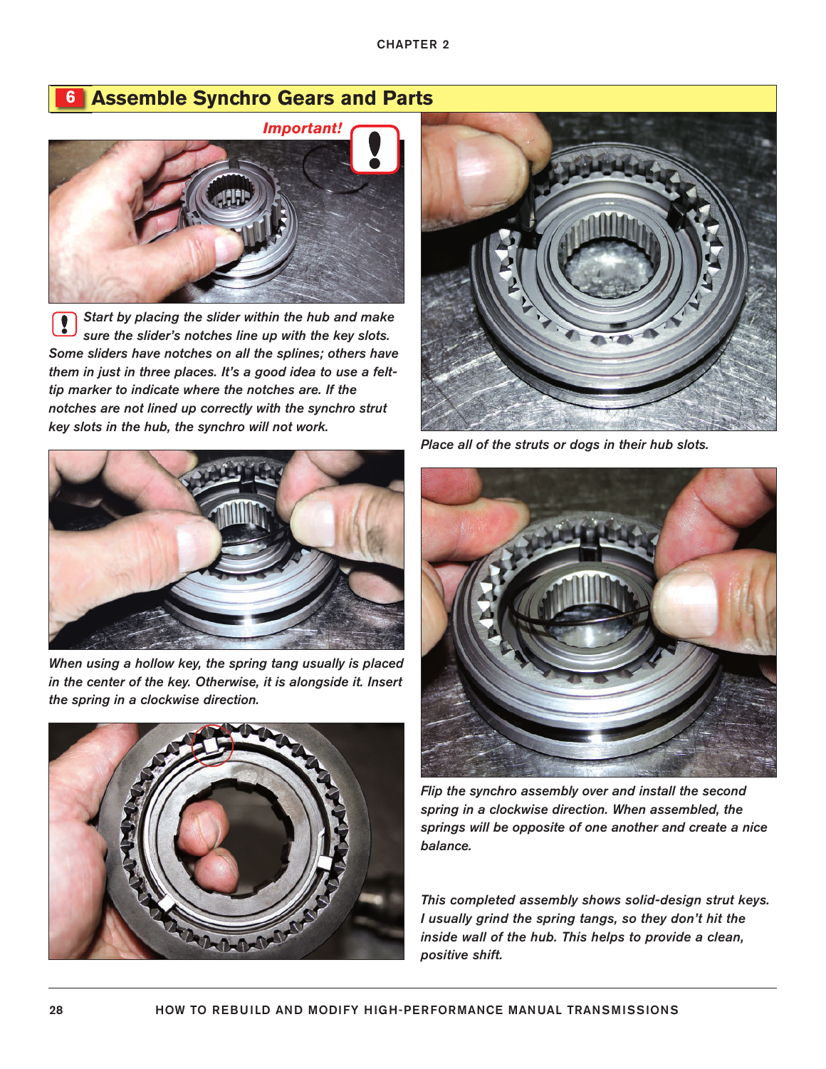## 6 Assemble Synchro Gears and Parts

*Important!*

*Start by placing the slider within the hub and make sure the slider's notches line up with the key slots. Some sliders have notches on all the splines; others have them in just in three places. It's a good idea to use a felt-tip marker to indicate where the notches are. If the notches are not lined up correctly with the synchro strut key slots in the hub, the synchro will not work.*

*Place all of the struts or dogs in their hub slots.*

*When using a hollow key, the spring tang usually is placed in the center of the key. Otherwise, it is alongside it. Insert the spring in a clockwise direction.*

*Flip the synchro assembly over and install the second spring in a clockwise direction. When assembled, the springs will be opposite of one another and create a nice balance.*

*This completed assembly shows solid-design strut keys. I usually grind the spring tangs, so they don't hit the inside wall of the hub. This helps to provide a clean, positive shift.*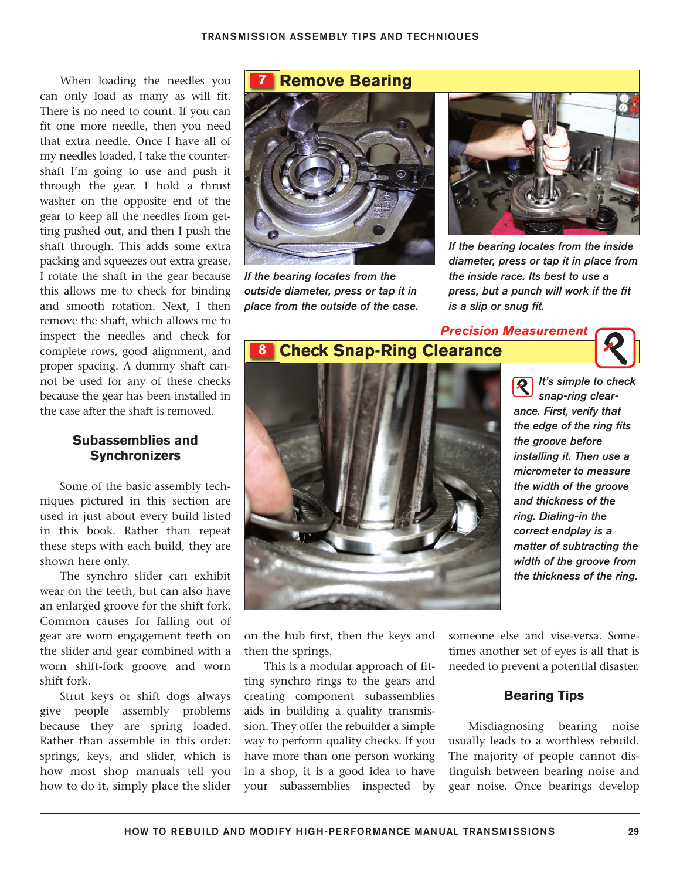When loading the needles you can only load as many as will fit. There is no need to count. If you can fit one more needle, then you need that extra needle. Once I have all of my needles loaded, I take the countershaft I'm going to use and push it through the gear. I hold a thrust washer on the opposite end of the gear to keep all the needles from getting pushed out, and then I push the shaft through. This adds some extra packing and squeezes out extra grease. I rotate the shaft in the gear because this allows me to check for binding and smooth rotation. Next, I then remove the shaft, which allows me to inspect the needles and check for complete rows, good alignment, and proper spacing. A dummy shaft cannot be used for any of these checks because the gear has been installed in the case after the shaft is removed.

### Subassemblies and Synchronizers

Some of the basic assembly techniques pictured in this section are used in just about every build listed in this book. Rather than repeat these steps with each build, they are shown here only.

The synchro slider can exhibit wear on the teeth, but can also have an enlarged groove for the shift fork. Common causes for falling out of gear are worn engagement teeth on the slider and gear combined with a worn shift-fork groove and worn shift fork.

Strut keys or shift dogs always give people assembly problems because they are spring loaded. Rather than assemble in this order: springs, keys, and slider, which is how most shop manuals tell you how to do it, simply place the slider on the hub first, then the keys and then the springs.

This is a modular approach of fitting synchro rings to the gears and creating component subassemblies aids in building a quality transmission. They offer the rebuilder a simple way to perform quality checks. If you have more than one person working in a shop, it is a good idea to have your subassemblies inspected by someone else and vise-versa. Sometimes another set of eyes is all that is needed to prevent a potential disaster.

## 7 Remove Bearing

***If the bearing locates from the outside diameter, press or tap it in place from the outside of the case.***

***If the bearing locates from the inside diameter, press or tap it in place from the inside race. Its best to use a press, but a punch will work if the fit is a slip or snug fit.***

## 8 Check Snap-Ring Clearance

*Precision Measurement*

***It's simple to check snap-ring clearance. First, verify that the edge of the ring fits the groove before installing it. Then use a micrometer to measure the width of the groove and thickness of the ring. Dialing-in the correct endplay is a matter of subtracting the width of the groove from the thickness of the ring.***

### Bearing Tips

Misdiagnosing bearing noise usually leads to a worthless rebuild. The majority of people cannot distinguish between bearing noise and gear noise. Once bearings develop